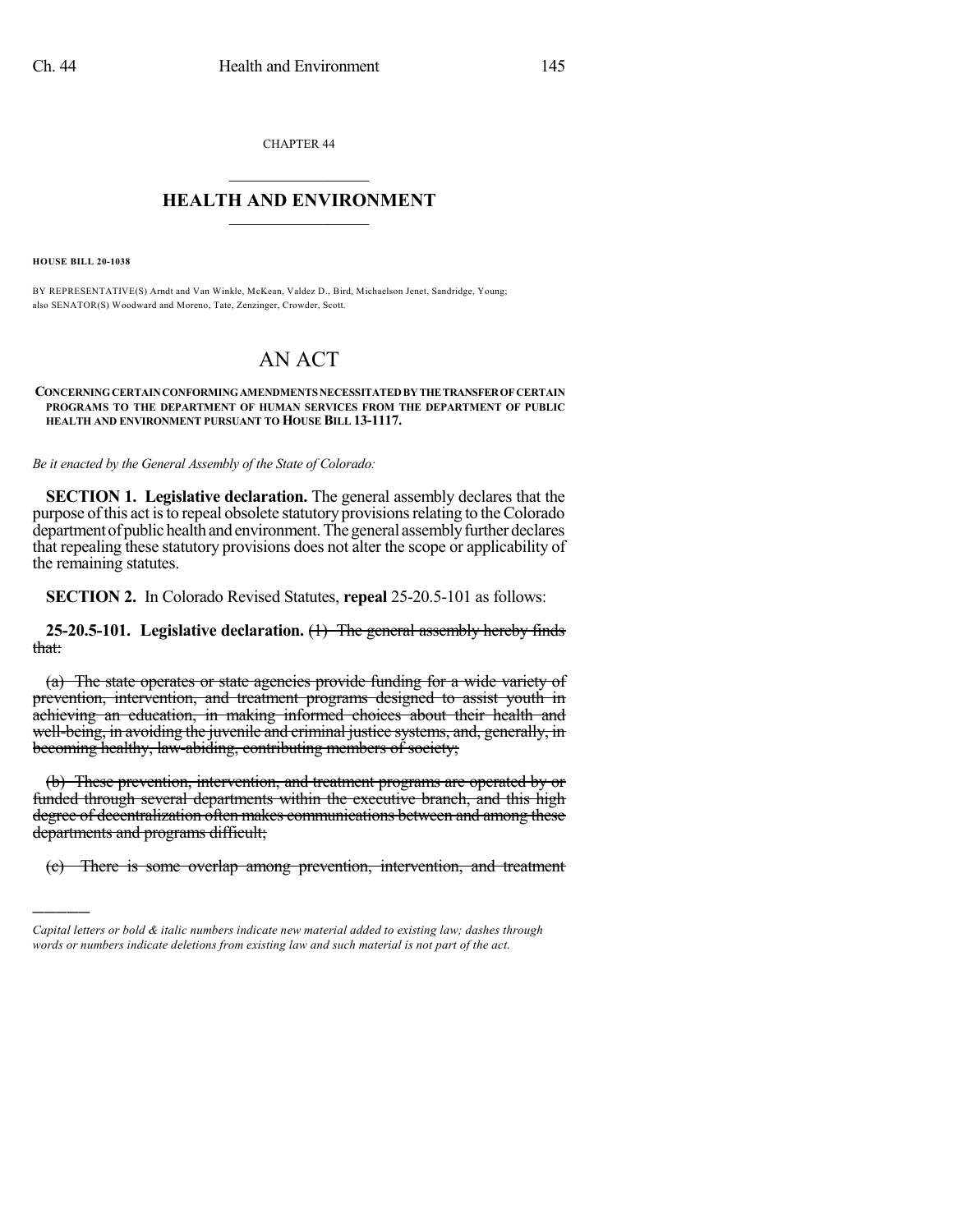CHAPTER 44

# HEALTH AND ENVIRONMENT

**HOUSE BILL 20-1038**

BY REPRESENTATIVE(S) Arndt and Van Winkle, McKean, Valdez D., Bird, Michaelson Jenet, Sandridge, Young; also SENATOR(S) Woodward and Moreno, Tate, Zenzinger, Crowder, Scott.

# AN ACT

**CONCERNING CERTAIN CONFORMING AMENDMENTS NECESSITATED BY THE TRANSFER OF CERTAIN PROGRAMS TO THE DEPARTMENT OF HUMAN SERVICES FROM THE DEPARTMENT OF PUBLIC HEALTH AND ENVIRONMENT PURSUANT TO HOUSE BILL 13-1117.**

*Be it enacted by the General Assembly of the State of Colorado:*

**SECTION 1. Legislative declaration.** The general assembly declares that the purpose of this act is to repeal obsolete statutory provisions relating to the Colorado department of public health and environment. The general assembly further declares that repealing these statutory provisions does not alter the scope or applicability of the remaining statutes.

**SECTION 2.** In Colorado Revised Statutes, **repeal** 25-20.5-101 as follows:

**25-20.5-101. Legislative declaration.** ~~(1) The general assembly hereby finds that:~~

~~(a) The state operates or state agencies provide funding for a wide variety of prevention, intervention, and treatment programs designed to assist youth in achieving an education, in making informed choices about their health and well-being, in avoiding the juvenile and criminal justice systems, and, generally, in becoming healthy, law-abiding, contributing members of society;~~

~~(b) These prevention, intervention, and treatment programs are operated by or funded through several departments within the executive branch, and this high degree of decentralization often makes communications between and among these departments and programs difficult;~~

~~(c) There is some overlap among prevention, intervention, and treatment~~

*Capital letters or bold & italic numbers indicate new material added to existing law; dashes through words or numbers indicate deletions from existing law and such material is not part of the act.*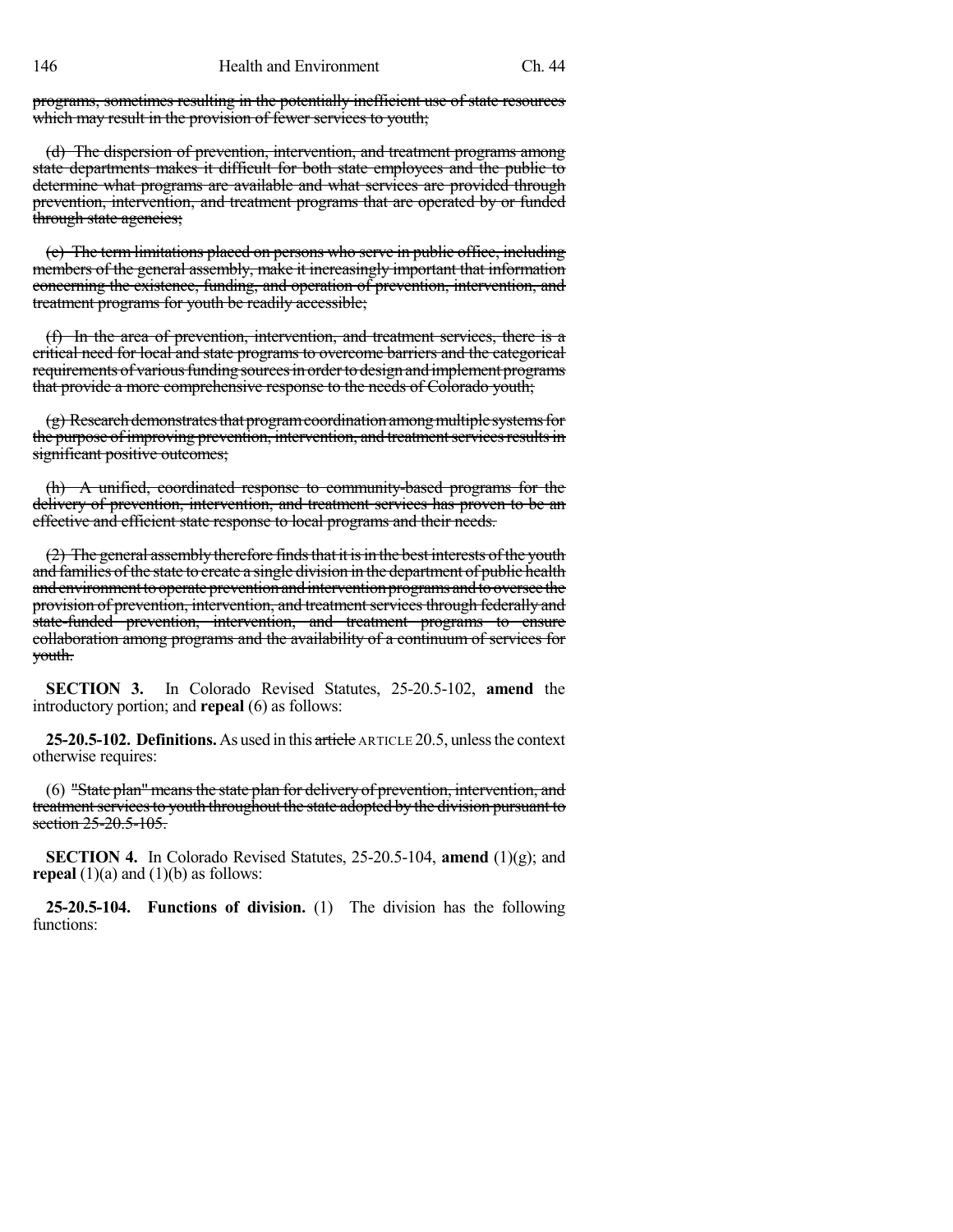programs, sometimes resulting in the potentially inefficient use of state resources which may result in the provision of fewer services to youth;

(d) The dispersion of prevention, intervention, and treatment programs among state departments makes it difficult for both state employees and the public to determine what programs are available and what services are provided through prevention, intervention, and treatment programs that are operated by or funded through state agencies;

(e) The term limitations placed on persons who serve in public office, including members of the general assembly, make it increasingly important that information concerning the existence, funding, and operation of prevention, intervention, and treatment programs for youth be readily accessible;

(f) In the area of prevention, intervention, and treatment services, there is a critical need for local and state programs to overcome barriers and the categorical requirements of various funding sources in order to design and implement programs that provide a more comprehensive response to the needs of Colorado youth;

(g) Research demonstrates that program coordination among multiple systems for the purpose of improving prevention, intervention, and treatment services results in significant positive outcomes;

(h) A unified, coordinated response to community-based programs for the delivery of prevention, intervention, and treatment services has proven to be an effective and efficient state response to local programs and their needs.

(2) The general assembly therefore finds that it is in the best interests of the youth and families of the state to create a single division in the department of public health and environment to operate prevention and intervention programs and to oversee the provision of prevention, intervention, and treatment services through federally and state-funded prevention, intervention, and treatment programs to ensure collaboration among programs and the availability of a continuum of services for youth.

**SECTION 3.** In Colorado Revised Statutes, 25-20.5-102, **amend** the introductory portion; and **repeal** (6) as follows:

**25-20.5-102. Definitions.** As used in this article ARTICLE 20.5, unless the context otherwise requires:

(6) "State plan" means the state plan for delivery of prevention, intervention, and treatment services to youth throughout the state adopted by the division pursuant to section 25-20.5-105.

**SECTION 4.** In Colorado Revised Statutes, 25-20.5-104, **amend** (1)(g); and **repeal** (1)(a) and (1)(b) as follows:

**25-20.5-104. Functions of division.** (1) The division has the following functions: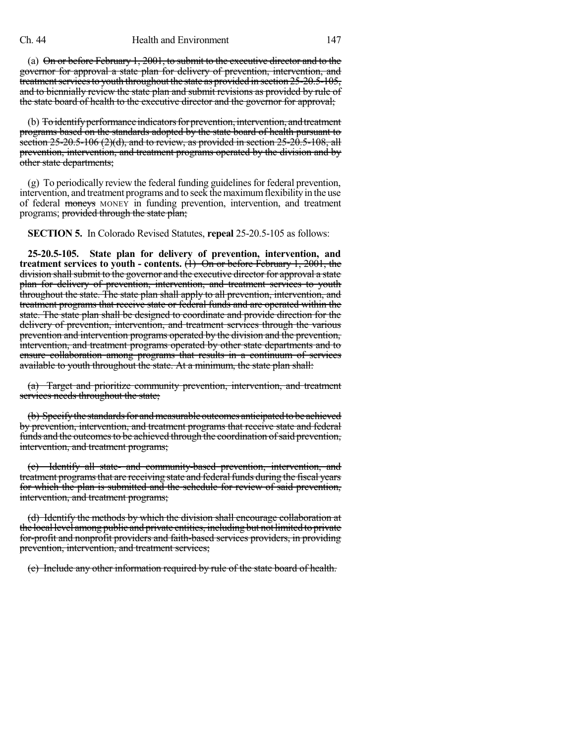(a) ~~On or before February 1, 2001, to submit to the executive director and to the governor for approval a state plan for delivery of prevention, intervention, and treatment services to youth throughout the state as provided in section 25-20.5-105, and to biennially review the state plan and submit revisions as provided by rule of the state board of health to the executive director and the governor for approval;~~

(b) ~~To identify performance indicators for prevention, intervention, and treatment programs based on the standards adopted by the state board of health pursuant to section 25-20.5-106 (2)(d), and to review, as provided in section 25-20.5-108, all prevention, intervention, and treatment programs operated by the division and by other state departments;~~

(g) To periodically review the federal funding guidelines for federal prevention, intervention, and treatment programs and to seek the maximum flexibility in the use of federal ~~moneys~~ MONEY in funding prevention, intervention, and treatment programs; ~~provided through the state plan;~~

**SECTION 5.** In Colorado Revised Statutes, **repeal** 25-20.5-105 as follows:

**25-20.5-105. State plan for delivery of prevention, intervention, and treatment services to youth - contents.** ~~(1) On or before February 1, 2001, the division shall submit to the governor and the executive director for approval a state plan for delivery of prevention, intervention, and treatment services to youth throughout the state. The state plan shall apply to all prevention, intervention, and treatment programs that receive state or federal funds and are operated within the state. The state plan shall be designed to coordinate and provide direction for the delivery of prevention, intervention, and treatment services through the various prevention and intervention programs operated by the division and the prevention, intervention, and treatment programs operated by other state departments and to ensure collaboration among programs that results in a continuum of services available to youth throughout the state. At a minimum, the state plan shall:~~

~~(a) Target and prioritize community prevention, intervention, and treatment services needs throughout the state;~~

~~(b) Specify the standards for and measurable outcomes anticipated to be achieved by prevention, intervention, and treatment programs that receive state and federal funds and the outcomes to be achieved through the coordination of said prevention, intervention, and treatment programs;~~

~~(c) Identify all state- and community-based prevention, intervention, and treatment programs that are receiving state and federal funds during the fiscal years for which the plan is submitted and the schedule for review of said prevention, intervention, and treatment programs;~~

~~(d) Identify the methods by which the division shall encourage collaboration at the local level among public and private entities, including but not limited to private for-profit and nonprofit providers and faith-based services providers, in providing prevention, intervention, and treatment services;~~

~~(e) Include any other information required by rule of the state board of health.~~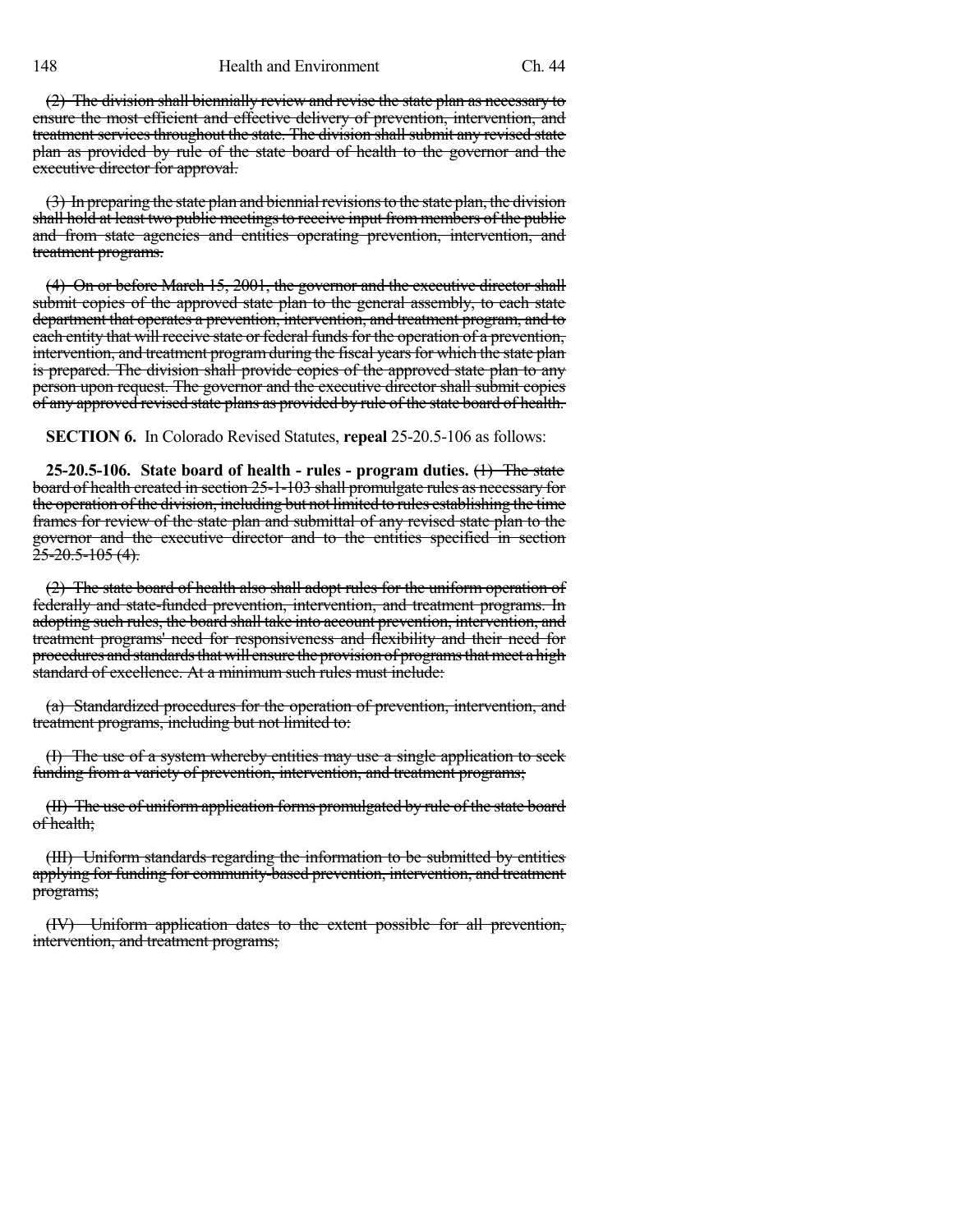~~(2) The division shall biennially review and revise the state plan as necessary to ensure the most efficient and effective delivery of prevention, intervention, and treatment services throughout the state. The division shall submit any revised state plan as provided by rule of the state board of health to the governor and the executive director for approval.~~

~~(3) In preparing the state plan and biennial revisions to the state plan, the division shall hold at least two public meetings to receive input from members of the public and from state agencies and entities operating prevention, intervention, and treatment programs.~~

~~(4) On or before March 15, 2001, the governor and the executive director shall submit copies of the approved state plan to the general assembly, to each state department that operates a prevention, intervention, and treatment program, and to each entity that will receive state or federal funds for the operation of a prevention, intervention, and treatment program during the fiscal years for which the state plan is prepared. The division shall provide copies of the approved state plan to any person upon request. The governor and the executive director shall submit copies of any approved revised state plans as provided by rule of the state board of health.~~

**SECTION 6.** In Colorado Revised Statutes, **repeal** 25-20.5-106 as follows:

**25-20.5-106. State board of health - rules - program duties.** ~~(1) The state board of health created in section 25-1-103 shall promulgate rules as necessary for the operation of the division, including but not limited to rules establishing the time frames for review of the state plan and submittal of any revised state plan to the governor and the executive director and to the entities specified in section 25-20.5-105 (4).~~

~~(2) The state board of health also shall adopt rules for the uniform operation of federally and state-funded prevention, intervention, and treatment programs. In adopting such rules, the board shall take into account prevention, intervention, and treatment programs' need for responsiveness and flexibility and their need for procedures and standards that will ensure the provision of programs that meet a high standard of excellence. At a minimum such rules must include:~~

~~(a) Standardized procedures for the operation of prevention, intervention, and treatment programs, including but not limited to:~~

~~(I) The use of a system whereby entities may use a single application to seek funding from a variety of prevention, intervention, and treatment programs;~~

~~(II) The use of uniform application forms promulgated by rule of the state board of health;~~

~~(III) Uniform standards regarding the information to be submitted by entities applying for funding for community-based prevention, intervention, and treatment programs;~~

~~(IV) Uniform application dates to the extent possible for all prevention, intervention, and treatment programs;~~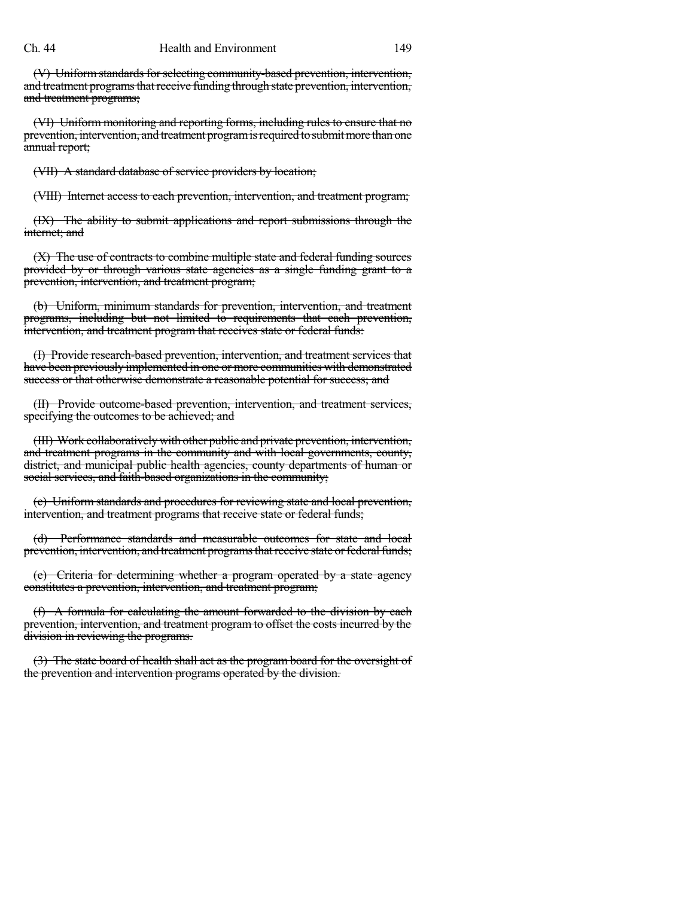~~(V) Uniform standards for selecting community-based prevention, intervention, and treatment programs that receive funding through state prevention, intervention, and treatment programs;~~

~~(VI) Uniform monitoring and reporting forms, including rules to ensure that no prevention, intervention, and treatment program is required to submit more than one annual report;~~

~~(VII) A standard database of service providers by location;~~

~~(VIII) Internet access to each prevention, intervention, and treatment program;~~

~~(IX) The ability to submit applications and report submissions through the internet; and~~

~~(X) The use of contracts to combine multiple state and federal funding sources provided by or through various state agencies as a single funding grant to a prevention, intervention, and treatment program;~~

~~(b) Uniform, minimum standards for prevention, intervention, and treatment programs, including but not limited to requirements that each prevention, intervention, and treatment program that receives state or federal funds:~~

~~(I) Provide research-based prevention, intervention, and treatment services that have been previously implemented in one or more communities with demonstrated success or that otherwise demonstrate a reasonable potential for success; and~~

~~(II) Provide outcome-based prevention, intervention, and treatment services, specifying the outcomes to be achieved; and~~

~~(III) Work collaboratively with other public and private prevention, intervention, and treatment programs in the community and with local governments, county, district, and municipal public health agencies, county departments of human or social services, and faith-based organizations in the community;~~

~~(c) Uniform standards and procedures for reviewing state and local prevention, intervention, and treatment programs that receive state or federal funds;~~

~~(d) Performance standards and measurable outcomes for state and local prevention, intervention, and treatment programs that receive state or federal funds;~~

~~(e) Criteria for determining whether a program operated by a state agency constitutes a prevention, intervention, and treatment program;~~

~~(f) A formula for calculating the amount forwarded to the division by each prevention, intervention, and treatment program to offset the costs incurred by the division in reviewing the programs.~~

~~(3) The state board of health shall act as the program board for the oversight of the prevention and intervention programs operated by the division.~~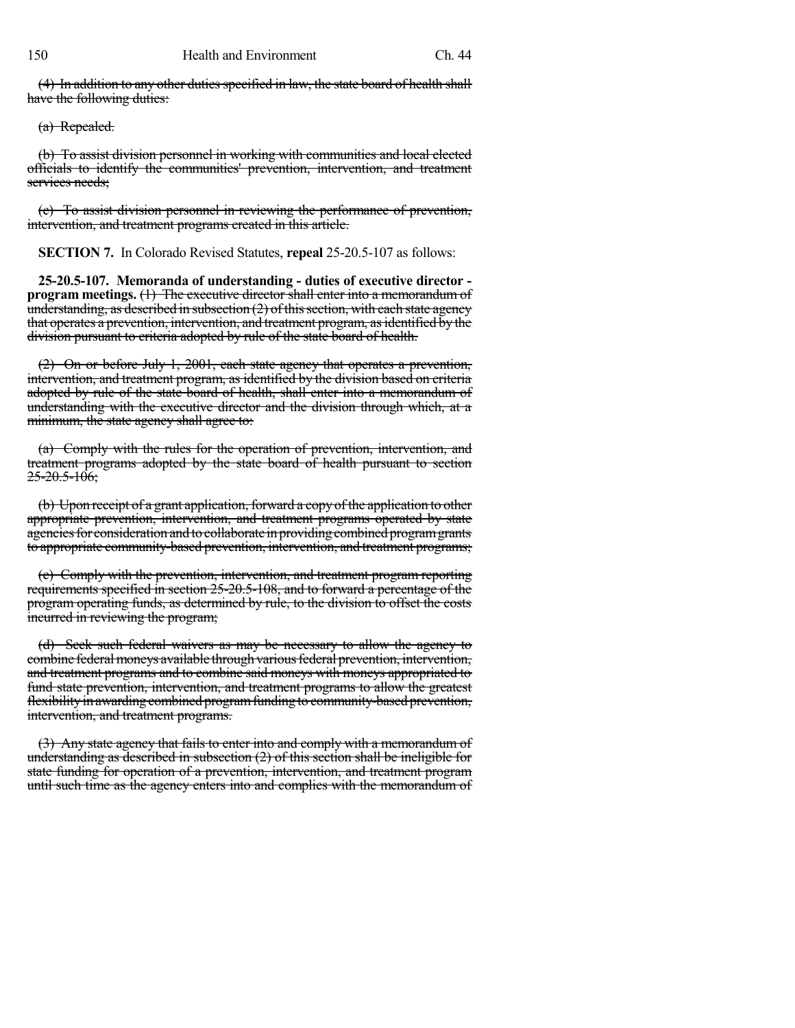~~(4) In addition to any other duties specified in law, the state board of health shall have the following duties:~~

~~(a) Repealed.~~

~~(b) To assist division personnel in working with communities and local elected officials to identify the communities' prevention, intervention, and treatment services needs;~~

~~(c) To assist division personnel in reviewing the performance of prevention, intervention, and treatment programs created in this article.~~

**SECTION 7.** In Colorado Revised Statutes, **repeal** 25-20.5-107 as follows:

**25-20.5-107. Memoranda of understanding - duties of executive director - program meetings.** ~~(1) The executive director shall enter into a memorandum of understanding, as described in subsection (2) of this section, with each state agency that operates a prevention, intervention, and treatment program, as identified by the division pursuant to criteria adopted by rule of the state board of health.~~

~~(2) On or before July 1, 2001, each state agency that operates a prevention, intervention, and treatment program, as identified by the division based on criteria adopted by rule of the state board of health, shall enter into a memorandum of understanding with the executive director and the division through which, at a minimum, the state agency shall agree to:~~

~~(a) Comply with the rules for the operation of prevention, intervention, and treatment programs adopted by the state board of health pursuant to section 25-20.5-106;~~

~~(b) Upon receipt of a grant application, forward a copy of the application to other appropriate prevention, intervention, and treatment programs operated by state agencies for consideration and to collaborate in providing combined program grants to appropriate community-based prevention, intervention, and treatment programs;~~

~~(c) Comply with the prevention, intervention, and treatment program reporting requirements specified in section 25-20.5-108, and to forward a percentage of the program operating funds, as determined by rule, to the division to offset the costs incurred in reviewing the program;~~

~~(d) Seek such federal waivers as may be necessary to allow the agency to combine federal moneys available through various federal prevention, intervention, and treatment programs and to combine said moneys with moneys appropriated to fund state prevention, intervention, and treatment programs to allow the greatest flexibility in awarding combined program funding to community-based prevention, intervention, and treatment programs.~~

~~(3) Any state agency that fails to enter into and comply with a memorandum of understanding as described in subsection (2) of this section shall be ineligible for state funding for operation of a prevention, intervention, and treatment program until such time as the agency enters into and complies with the memorandum of~~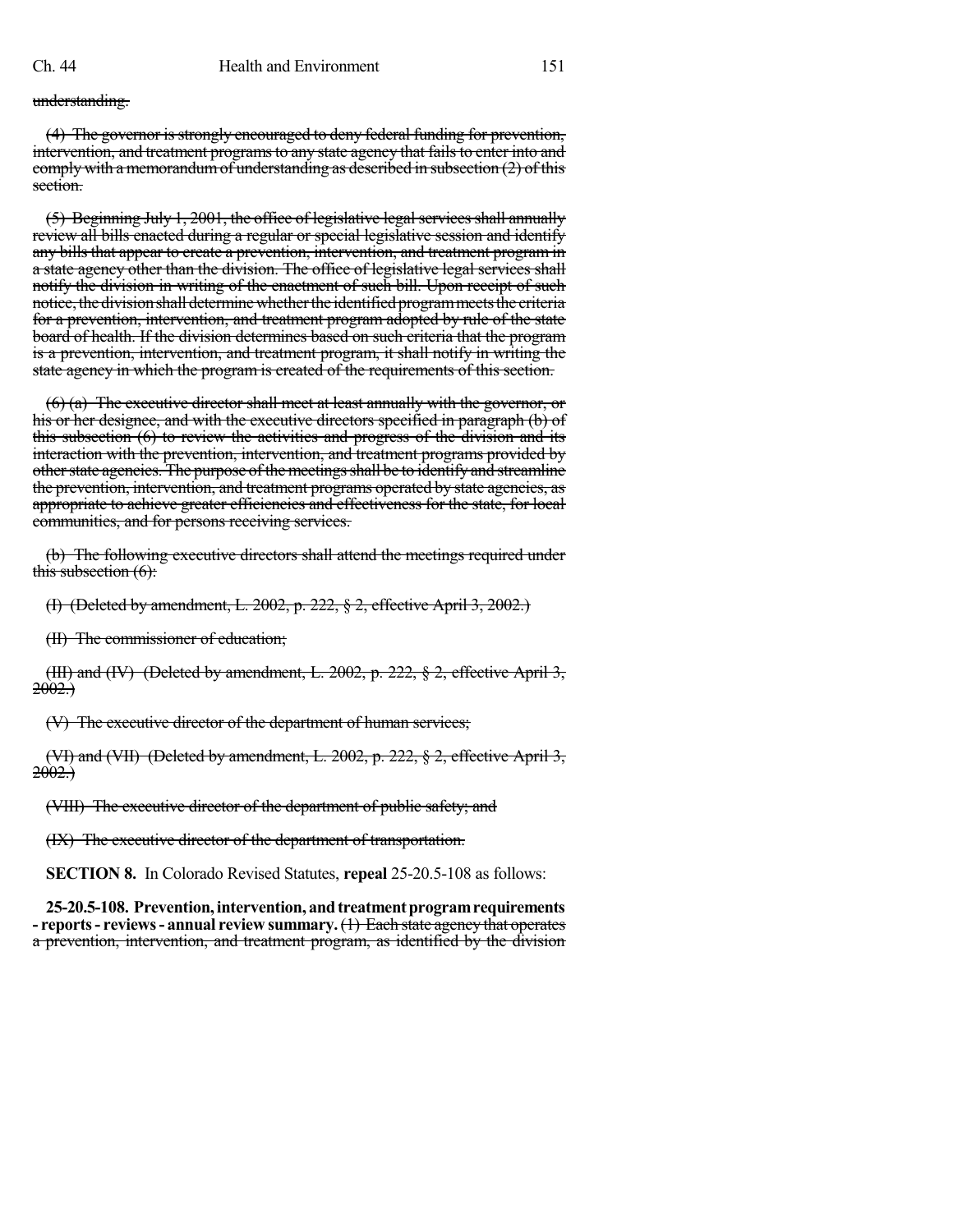~~understanding.~~

~~(4) The governor is strongly encouraged to deny federal funding for prevention, intervention, and treatment programs to any state agency that fails to enter into and comply with a memorandum of understanding as described in subsection (2) of this section.~~

~~(5) Beginning July 1, 2001, the office of legislative legal services shall annually review all bills enacted during a regular or special legislative session and identify any bills that appear to create a prevention, intervention, and treatment program in a state agency other than the division. The office of legislative legal services shall notify the division in writing of the enactment of such bill. Upon receipt of such notice, the division shall determine whether the identified program meets the criteria for a prevention, intervention, and treatment program adopted by rule of the state board of health. If the division determines based on such criteria that the program is a prevention, intervention, and treatment program, it shall notify in writing the state agency in which the program is created of the requirements of this section.~~

~~(6) (a) The executive director shall meet at least annually with the governor, or his or her designee, and with the executive directors specified in paragraph (b) of this subsection (6) to review the activities and progress of the division and its interaction with the prevention, intervention, and treatment programs provided by other state agencies. The purpose of the meetings shall be to identify and streamline the prevention, intervention, and treatment programs operated by state agencies, as appropriate to achieve greater efficiencies and effectiveness for the state, for local communities, and for persons receiving services.~~

~~(b) The following executive directors shall attend the meetings required under this subsection (6):~~

~~(I) (Deleted by amendment, L. 2002, p. 222, § 2, effective April 3, 2002.)~~

~~(II) The commissioner of education;~~

~~(III) and (IV) (Deleted by amendment, L. 2002, p. 222, § 2, effective April 3, 2002.)~~

~~(V) The executive director of the department of human services;~~

~~(VI) and (VII) (Deleted by amendment, L. 2002, p. 222, § 2, effective April 3, 2002.)~~

~~(VIII) The executive director of the department of public safety; and~~

~~(IX) The executive director of the department of transportation.~~

**SECTION 8.** In Colorado Revised Statutes, **repeal** 25-20.5-108 as follows:

**25-20.5-108. Prevention, intervention, and treatment program requirements - reports - reviews - annual review summary.** ~~(1) Each state agency that operates a prevention, intervention, and treatment program, as identified by the division~~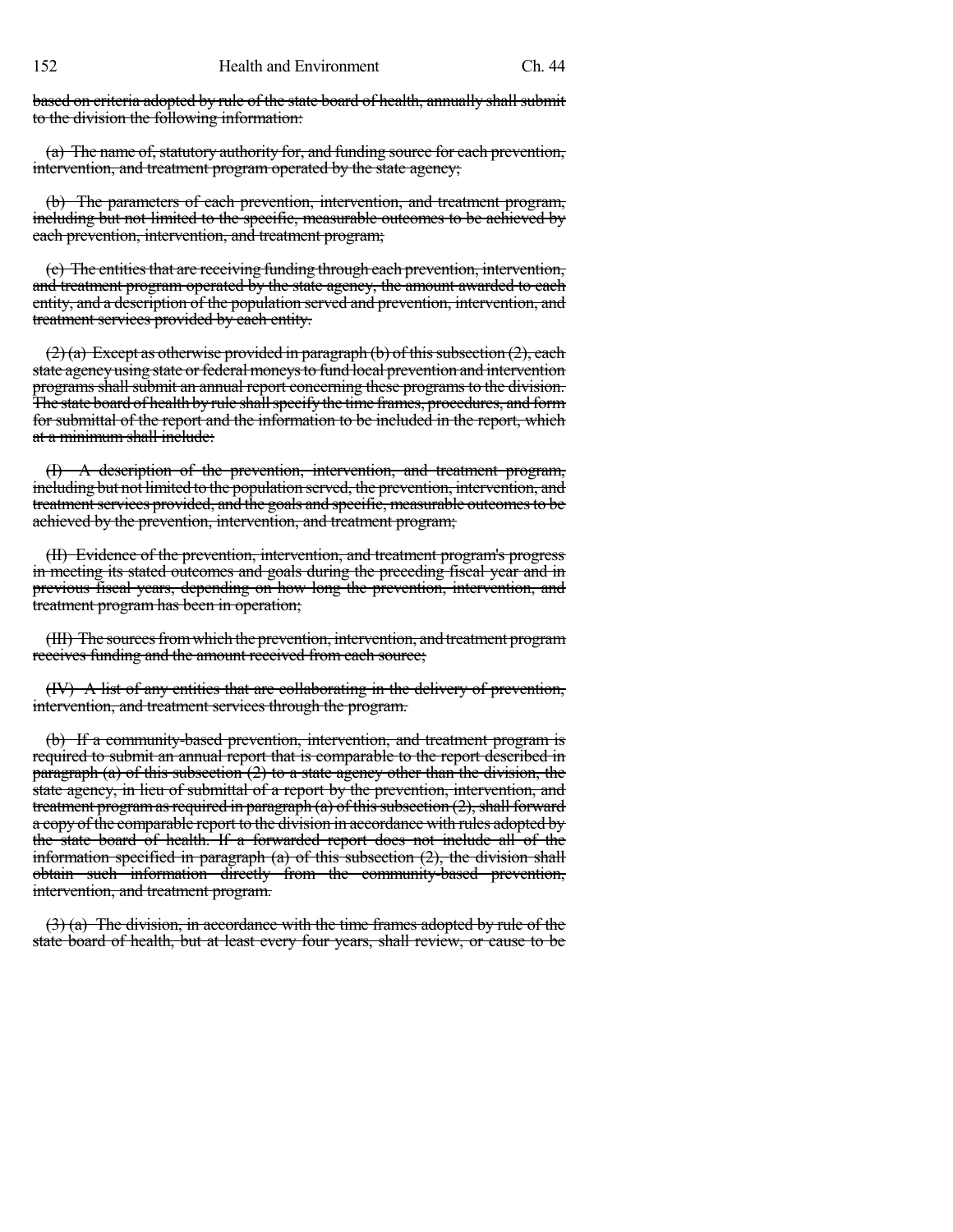~~based on criteria adopted by rule of the state board of health, annually shall submit to the division the following information:~~

~~(a) The name of, statutory authority for, and funding source for each prevention, intervention, and treatment program operated by the state agency;~~

~~(b) The parameters of each prevention, intervention, and treatment program, including but not limited to the specific, measurable outcomes to be achieved by each prevention, intervention, and treatment program;~~

~~(c) The entities that are receiving funding through each prevention, intervention, and treatment program operated by the state agency, the amount awarded to each entity, and a description of the population served and prevention, intervention, and treatment services provided by each entity.~~

~~(2) (a) Except as otherwise provided in paragraph (b) of this subsection (2), each state agency using state or federal moneys to fund local prevention and intervention programs shall submit an annual report concerning these programs to the division. The state board of health by rule shall specify the time frames, procedures, and form for submittal of the report and the information to be included in the report, which at a minimum shall include:~~

~~(I) A description of the prevention, intervention, and treatment program, including but not limited to the population served, the prevention, intervention, and treatment services provided, and the goals and specific, measurable outcomes to be achieved by the prevention, intervention, and treatment program;~~

~~(II) Evidence of the prevention, intervention, and treatment program's progress in meeting its stated outcomes and goals during the preceding fiscal year and in previous fiscal years, depending on how long the prevention, intervention, and treatment program has been in operation;~~

~~(III) The sources from which the prevention, intervention, and treatment program receives funding and the amount received from each source;~~

~~(IV) A list of any entities that are collaborating in the delivery of prevention, intervention, and treatment services through the program.~~

~~(b) If a community-based prevention, intervention, and treatment program is required to submit an annual report that is comparable to the report described in paragraph (a) of this subsection (2) to a state agency other than the division, the state agency, in lieu of submittal of a report by the prevention, intervention, and treatment program as required in paragraph (a) of this subsection (2), shall forward a copy of the comparable report to the division in accordance with rules adopted by the state board of health. If a forwarded report does not include all of the information specified in paragraph (a) of this subsection (2), the division shall obtain such information directly from the community-based prevention, intervention, and treatment program.~~

~~(3) (a) The division, in accordance with the time frames adopted by rule of the state board of health, but at least every four years, shall review, or cause to be~~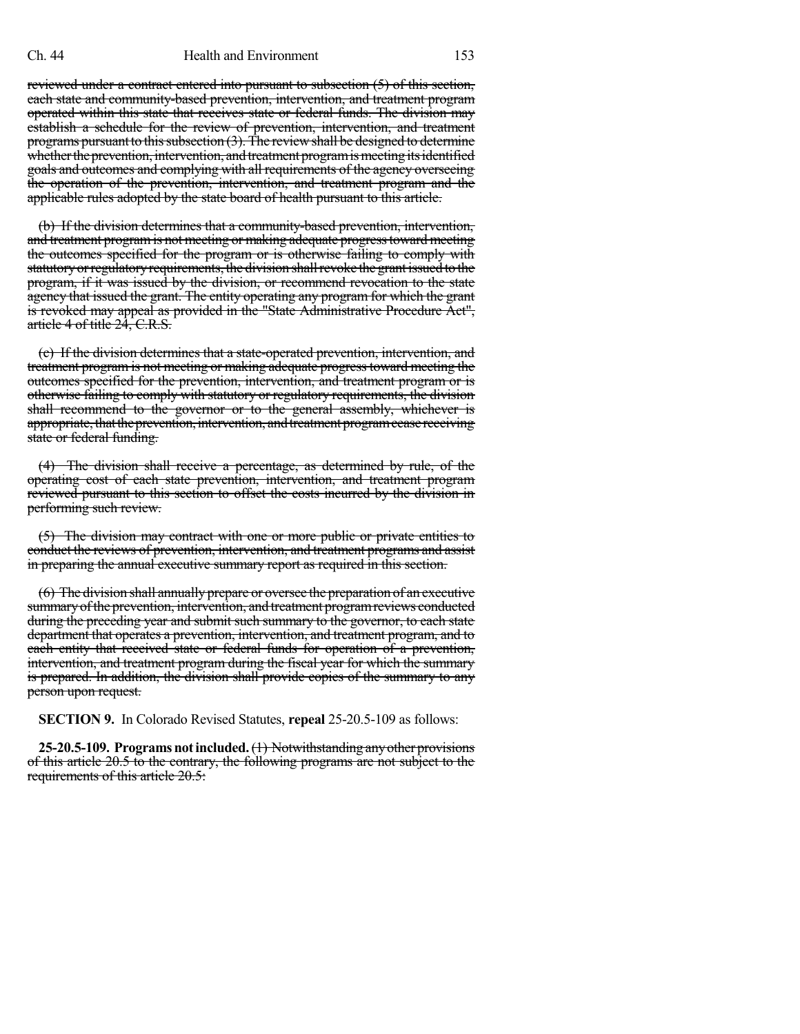reviewed under a contract entered into pursuant to subsection (5) of this section, each state and community-based prevention, intervention, and treatment program operated within this state that receives state or federal funds. The division may establish a schedule for the review of prevention, intervention, and treatment programs pursuant to this subsection (3). The review shall be designed to determine whether the prevention, intervention, and treatment program is meeting its identified goals and outcomes and complying with all requirements of the agency overseeing the operation of the prevention, intervention, and treatment program and the applicable rules adopted by the state board of health pursuant to this article.

(b) If the division determines that a community-based prevention, intervention, and treatment program is not meeting or making adequate progress toward meeting the outcomes specified for the program or is otherwise failing to comply with statutory or regulatory requirements, the division shall revoke the grant issued to the program, if it was issued by the division, or recommend revocation to the state agency that issued the grant. The entity operating any program for which the grant is revoked may appeal as provided in the "State Administrative Procedure Act", article 4 of title 24, C.R.S.

(c) If the division determines that a state-operated prevention, intervention, and treatment program is not meeting or making adequate progress toward meeting the outcomes specified for the prevention, intervention, and treatment program or is otherwise failing to comply with statutory or regulatory requirements, the division shall recommend to the governor or to the general assembly, whichever is appropriate, that the prevention, intervention, and treatment program cease receiving state or federal funding.

(4) The division shall receive a percentage, as determined by rule, of the operating cost of each state prevention, intervention, and treatment program reviewed pursuant to this section to offset the costs incurred by the division in performing such review.

(5) The division may contract with one or more public or private entities to conduct the reviews of prevention, intervention, and treatment programs and assist in preparing the annual executive summary report as required in this section.

(6) The division shall annually prepare or oversee the preparation of an executive summary of the prevention, intervention, and treatment program reviews conducted during the preceding year and submit such summary to the governor, to each state department that operates a prevention, intervention, and treatment program, and to each entity that received state or federal funds for operation of a prevention, intervention, and treatment program during the fiscal year for which the summary is prepared. In addition, the division shall provide copies of the summary to any person upon request.

**SECTION 9.** In Colorado Revised Statutes, **repeal** 25-20.5-109 as follows:

**25-20.5-109. Programs not included.** (1) Notwithstanding any other provisions of this article 20.5 to the contrary, the following programs are not subject to the requirements of this article 20.5: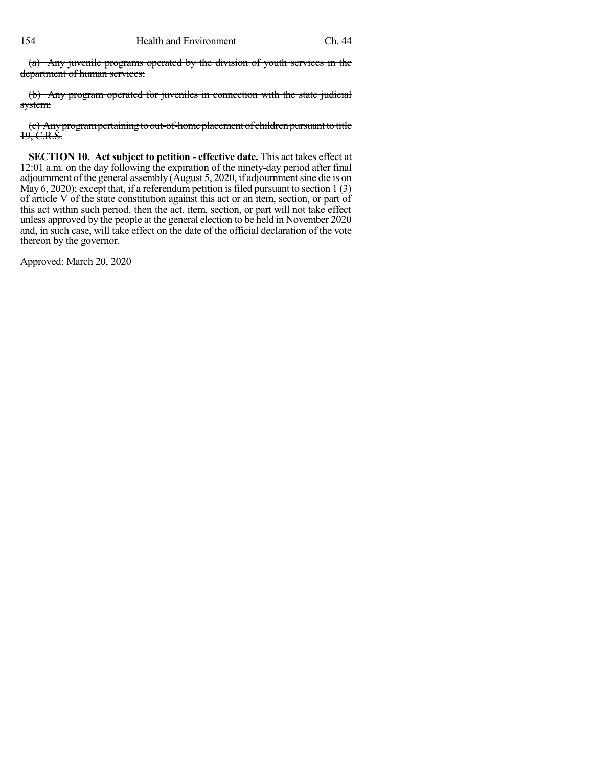~~(a) Any juvenile programs operated by the division of youth services in the department of human services;~~

~~(b) Any program operated for juveniles in connection with the state judicial system;~~

~~(c) Any program pertaining to out-of-home placement of children pursuant to title 19, C.R.S.~~

**SECTION 10. Act subject to petition - effective date.** This act takes effect at 12:01 a.m. on the day following the expiration of the ninety-day period after final adjournment of the general assembly (August 5, 2020, if adjournment sine die is on May 6, 2020); except that, if a referendum petition is filed pursuant to section 1 (3) of article V of the state constitution against this act or an item, section, or part of this act within such period, then the act, item, section, or part will not take effect unless approved by the people at the general election to be held in November 2020 and, in such case, will take effect on the date of the official declaration of the vote thereon by the governor.

Approved: March 20, 2020